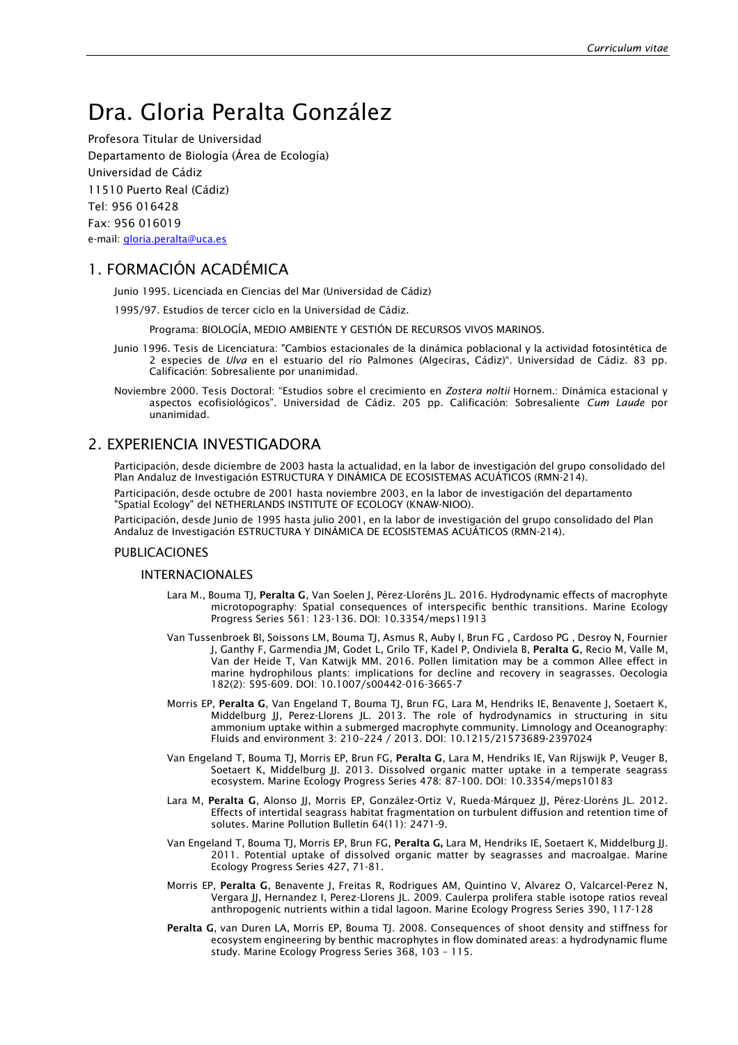# Dra. Gloria Peralta González

Profesora Titular de Universidad
Departamento de Biología (Área de Ecología)
Universidad de Cádiz
11510 Puerto Real (Cádiz)
Tel: 956 016428
Fax: 956 016019
e-mail: gloria.peralta@uca.es

## 1. FORMACIÓN ACADÉMICA

Junio 1995. Licenciada en Ciencias del Mar (Universidad de Cádiz)

1995/97. Estudios de tercer ciclo en la Universidad de Cádiz.

Programa: BIOLOGÍA, MEDIO AMBIENTE Y GESTIÓN DE RECURSOS VIVOS MARINOS.

Junio 1996. Tesis de Licenciatura: "Cambios estacionales de la dinámica poblacional y la actividad fotosintética de 2 especies de *Ulva* en el estuario del río Palmones (Algeciras, Cádiz)". Universidad de Cádiz. 83 pp. Calificación: Sobresaliente por unanimidad.

Noviembre 2000. Tesis Doctoral: "Estudios sobre el crecimiento en *Zostera noltii* Hornem.: Dinámica estacional y aspectos ecofisiológicos". Universidad de Cádiz. 205 pp. Calificación: Sobresaliente *Cum Laude* por unanimidad.

## 2. EXPERIENCIA INVESTIGADORA

Participación, desde diciembre de 2003 hasta la actualidad, en la labor de investigación del grupo consolidado del Plan Andaluz de Investigación ESTRUCTURA Y DINÁMICA DE ECOSISTEMAS ACUÁTICOS (RMN-214).

Participación, desde octubre de 2001 hasta noviembre 2003, en la labor de investigación del departamento "Spatial Ecology" del NETHERLANDS INSTITUTE OF ECOLOGY (KNAW-NIOO).

Participación, desde Junio de 1995 hasta julio 2001, en la labor de investigación del grupo consolidado del Plan Andaluz de Investigación ESTRUCTURA Y DINÁMICA DE ECOSISTEMAS ACUÁTICOS (RMN-214).

### PUBLICACIONES

#### INTERNACIONALES

Lara M., Bouma TJ, **Peralta G**, Van Soelen J, Pérez-Lloréns JL. 2016. Hydrodynamic effects of macrophyte microtopography: Spatial consequences of interspecific benthic transitions. Marine Ecology Progress Series 561: 123-136. DOI: 10.3354/meps11913

Van Tussenbroek BI, Soissons LM, Bouma TJ, Asmus R, Auby I, Brun FG , Cardoso PG , Desroy N, Fournier J, Ganthy F, Garmendia JM, Godet L, Grilo TF, Kadel P, Ondiviela B, **Peralta G**, Recio M, Valle M, Van der Heide T, Van Katwijk MM. 2016. Pollen limitation may be a common Allee effect in marine hydrophilous plants: implications for decline and recovery in seagrasses. Oecologia 182(2): 595-609. DOI: 10.1007/s00442-016-3665-7

Morris EP, **Peralta G**, Van Engeland T, Bouma TJ, Brun FG, Lara M, Hendriks IE, Benavente J, Soetaert K, Middelburg JJ, Perez-Llorens JL. 2013. The role of hydrodynamics in structuring in situ ammonium uptake within a submerged macrophyte community. Limnology and Oceanography: Fluids and environment 3: 210–224 / 2013. DOI: 10.1215/21573689-2397024

Van Engeland T, Bouma TJ, Morris EP, Brun FG, **Peralta G**, Lara M, Hendriks IE, Van Rijswijk P, Veuger B, Soetaert K, Middelburg JJ. 2013. Dissolved organic matter uptake in a temperate seagrass ecosystem. Marine Ecology Progress Series 478: 87-100. DOI: 10.3354/meps10183

Lara M, **Peralta G**, Alonso JJ, Morris EP, González-Ortiz V, Rueda-Márquez JJ, Pérez-Lloréns JL. 2012. Effects of intertidal seagrass habitat fragmentation on turbulent diffusion and retention time of solutes. Marine Pollution Bulletin 64(11): 2471-9.

Van Engeland T, Bouma TJ, Morris EP, Brun FG, **Peralta G,** Lara M, Hendriks IE, Soetaert K, Middelburg JJ. 2011. Potential uptake of dissolved organic matter by seagrasses and macroalgae. Marine Ecology Progress Series 427, 71-81.

Morris EP, **Peralta G**, Benavente J, Freitas R, Rodrigues AM, Quintino V, Alvarez O, Valcarcel-Perez N, Vergara JJ, Hernandez I, Perez-Llorens JL. 2009. Caulerpa prolifera stable isotope ratios reveal anthropogenic nutrients within a tidal lagoon. Marine Ecology Progress Series 390, 117-128

**Peralta G**, van Duren LA, Morris EP, Bouma TJ. 2008. Consequences of shoot density and stiffness for ecosystem engineering by benthic macrophytes in flow dominated areas: a hydrodynamic flume study. Marine Ecology Progress Series 368, 103 – 115.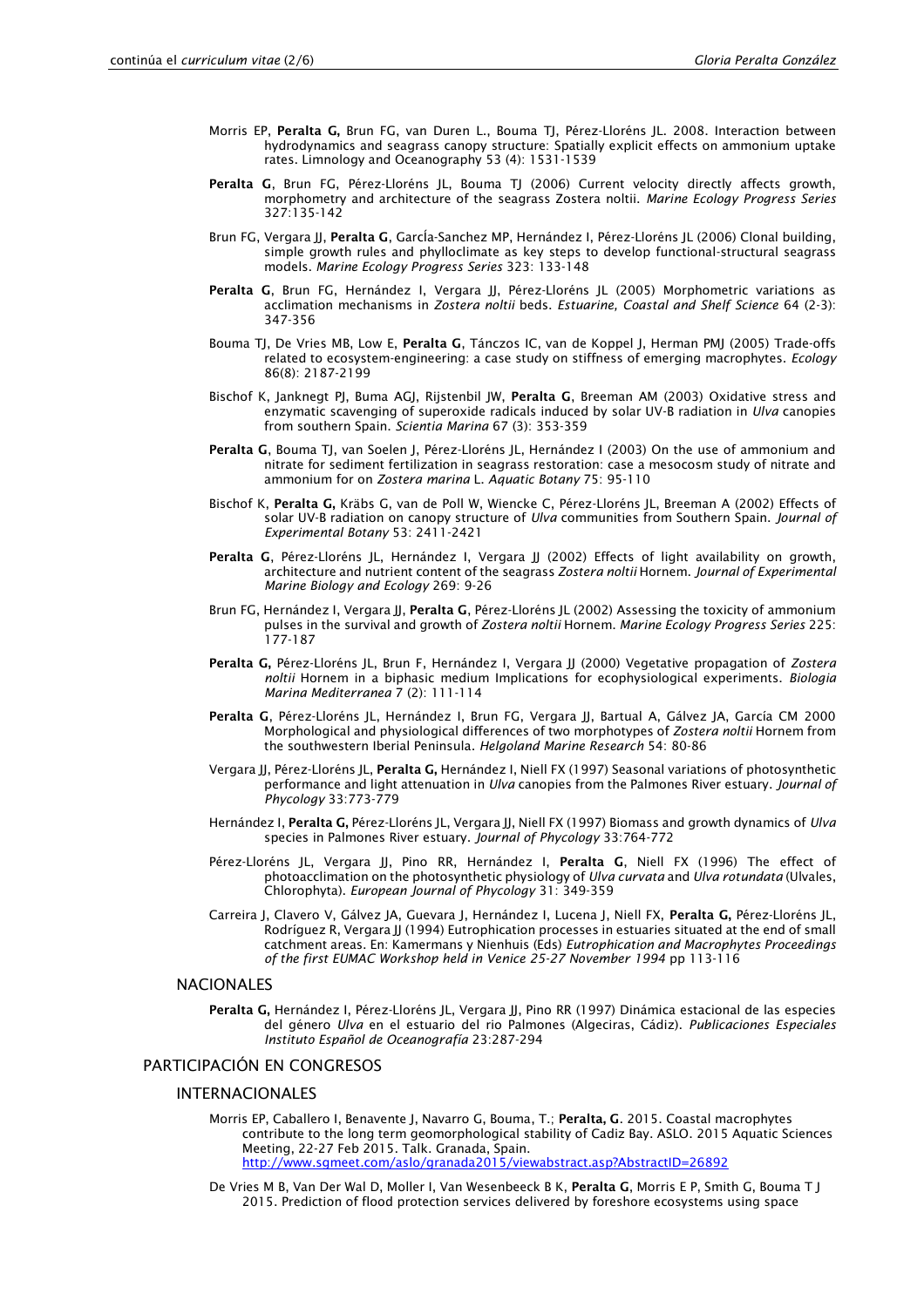- Morris EP, **Peralta G,** Brun FG, van Duren L., Bouma TJ, Pérez-Lloréns JL. 2008. Interaction between hydrodynamics and seagrass canopy structure: Spatially explicit effects on ammonium uptake rates. Limnology and Oceanography 53 (4): 1531-1539

- **Peralta G**, Brun FG, Pérez-Lloréns JL, Bouma TJ (2006) Current velocity directly affects growth, morphometry and architecture of the seagrass Zostera noltii. *Marine Ecology Progress Series* 327:135-142

- Brun FG, Vergara JJ, **Peralta G**, GarcÍa-Sanchez MP, Hernández I, Pérez-Lloréns JL (2006) Clonal building, simple growth rules and phylloclimate as key steps to develop functional-structural seagrass models. *Marine Ecology Progress Series* 323: 133-148

- **Peralta G**, Brun FG, Hernández I, Vergara JJ, Pérez-Lloréns JL (2005) Morphometric variations as acclimation mechanisms in *Zostera noltii* beds. *Estuarine, Coastal and Shelf Science* 64 (2-3): 347-356

- Bouma TJ, De Vries MB, Low E, **Peralta G**, Tánczos IC, van de Koppel J, Herman PMJ (2005) Trade-offs related to ecosystem-engineering: a case study on stiffness of emerging macrophytes. *Ecology* 86(8): 2187-2199

- Bischof K, Janknegt PJ, Buma AGJ, Rijstenbil JW, **Peralta G**, Breeman AM (2003) Oxidative stress and enzymatic scavenging of superoxide radicals induced by solar UV-B radiation in *Ulva* canopies from southern Spain. *Scientia Marina* 67 (3): 353-359

- **Peralta G**, Bouma TJ, van Soelen J, Pérez-Lloréns JL, Hernández I (2003) On the use of ammonium and nitrate for sediment fertilization in seagrass restoration: case a mesocosm study of nitrate and ammonium for on *Zostera marina* L. *Aquatic Botany* 75: 95-110

- Bischof K, **Peralta G,** Kräbs G, van de Poll W, Wiencke C, Pérez-Lloréns JL, Breeman A (2002) Effects of solar UV-B radiation on canopy structure of *Ulva* communities from Southern Spain. *Journal of Experimental Botany* 53: 2411-2421

- **Peralta G**, Pérez-Lloréns JL, Hernández I, Vergara JJ (2002) Effects of light availability on growth, architecture and nutrient content of the seagrass *Zostera noltii* Hornem. *Journal of Experimental Marine Biology and Ecology* 269: 9-26

- Brun FG, Hernández I, Vergara JJ, **Peralta G**, Pérez-Lloréns JL (2002) Assessing the toxicity of ammonium pulses in the survival and growth of *Zostera noltii* Hornem. *Marine Ecology Progress Series* 225: 177-187

- **Peralta G,** Pérez-Lloréns JL, Brun F, Hernández I, Vergara JJ (2000) Vegetative propagation of *Zostera noltii* Hornem in a biphasic medium Implications for ecophysiological experiments. *Biologia Marina Mediterranea* 7 (2): 111-114

- **Peralta G**, Pérez-Lloréns JL, Hernández I, Brun FG, Vergara JJ, Bartual A, Gálvez JA, García CM 2000 Morphological and physiological differences of two morphotypes of *Zostera noltii* Hornem from the southwestern Iberial Peninsula. *Helgoland Marine Research* 54: 80-86

- Vergara JJ, Pérez-Lloréns JL, **Peralta G,** Hernández I, Niell FX (1997) Seasonal variations of photosynthetic performance and light attenuation in *Ulva* canopies from the Palmones River estuary. *Journal of Phycology* 33:773-779

- Hernández I, **Peralta G,** Pérez-Lloréns JL, Vergara JJ, Niell FX (1997) Biomass and growth dynamics of *Ulva* species in Palmones River estuary. *Journal of Phycology* 33:764-772

- Pérez-Lloréns JL, Vergara JJ, Pino RR, Hernández I, **Peralta G**, Niell FX (1996) The effect of photoacclimation on the photosynthetic physiology of *Ulva curvata* and *Ulva rotundata* (Ulvales, Chlorophyta). *European Journal of Phycology* 31: 349-359

- Carreira J, Clavero V, Gálvez JA, Guevara J, Hernández I, Lucena J, Niell FX, **Peralta G,** Pérez-Lloréns JL, Rodríguez R, Vergara JJ (1994) Eutrophication processes in estuaries situated at the end of small catchment areas. En: Kamermans y Nienhuis (Eds) *Eutrophication and Macrophytes Proceedings of the first EUMAC Workshop held in Venice 25-27 November 1994* pp 113-116

### NACIONALES

- **Peralta G,** Hernández I, Pérez-Lloréns JL, Vergara JJ, Pino RR (1997) Dinámica estacional de las especies del género *Ulva* en el estuario del rio Palmones (Algeciras, Cádiz). *Publicaciones Especiales Instituto Español de Oceanografía* 23:287-294

## PARTICIPACIÓN EN CONGRESOS

### INTERNACIONALES

- Morris EP, Caballero I, Benavente J, Navarro G, Bouma, T.; **Peralta, G**. 2015. Coastal macrophytes contribute to the long term geomorphological stability of Cadiz Bay. ASLO. 2015 Aquatic Sciences Meeting, 22-27 Feb 2015. Talk. Granada, Spain. http://www.sgmeet.com/aslo/granada2015/viewabstract.asp?AbstractID=26892

- De Vries M B, Van Der Wal D, Moller I, Van Wesenbeeck B K, **Peralta G**, Morris E P, Smith G, Bouma T J 2015. Prediction of flood protection services delivered by foreshore ecosystems using space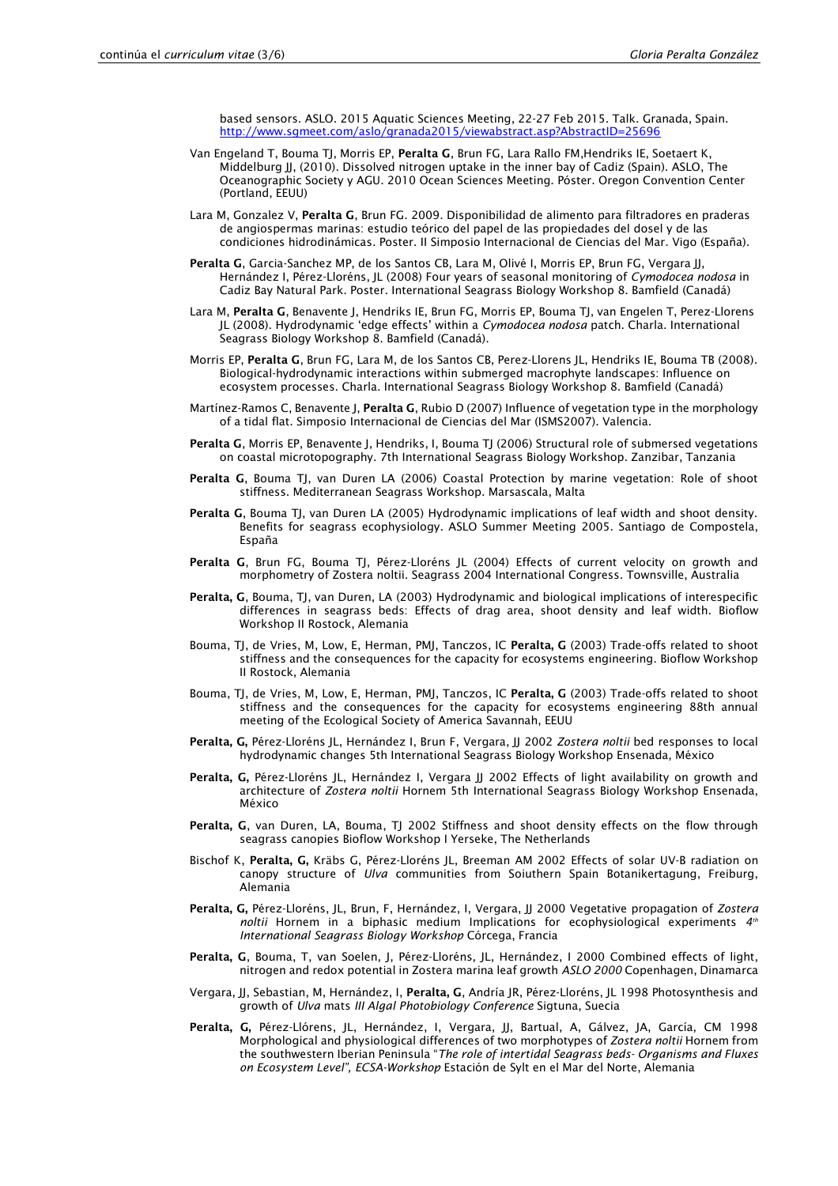based sensors. ASLO. 2015 Aquatic Sciences Meeting, 22-27 Feb 2015. Talk. Granada, Spain. http://www.sgmeet.com/aslo/granada2015/viewabstract.asp?AbstractID=25696

Van Engeland T, Bouma TJ, Morris EP, **Peralta G**, Brun FG, Lara Rallo FM,Hendriks IE, Soetaert K, Middelburg JJ, (2010). Dissolved nitrogen uptake in the inner bay of Cadiz (Spain). ASLO, The Oceanographic Society y AGU. 2010 Ocean Sciences Meeting. Póster. Oregon Convention Center (Portland, EEUU)

Lara M, Gonzalez V, **Peralta G**, Brun FG. 2009. Disponibilidad de alimento para filtradores en praderas de angiospermas marinas: estudio teórico del papel de las propiedades del dosel y de las condiciones hidrodinámicas. Poster. II Simposio Internacional de Ciencias del Mar. Vigo (España).

**Peralta G**, Garcia-Sanchez MP, de los Santos CB, Lara M, Olivé I, Morris EP, Brun FG, Vergara JJ, Hernández I, Pérez-Lloréns, JL (2008) Four years of seasonal monitoring of *Cymodocea nodosa* in Cadiz Bay Natural Park. Poster. International Seagrass Biology Workshop 8. Bamfield (Canadá)

Lara M, **Peralta G**, Benavente J, Hendriks IE, Brun FG, Morris EP, Bouma TJ, van Engelen T, Perez-Llorens JL (2008). Hydrodynamic 'edge effects' within a *Cymodocea nodosa* patch. Charla. International Seagrass Biology Workshop 8. Bamfield (Canadá).

Morris EP, **Peralta G**, Brun FG, Lara M, de los Santos CB, Perez-Llorens JL, Hendriks IE, Bouma TB (2008). Biological-hydrodynamic interactions within submerged macrophyte landscapes: Influence on ecosystem processes. Charla. International Seagrass Biology Workshop 8. Bamfield (Canadá)

Martínez-Ramos C, Benavente J, **Peralta G**, Rubio D (2007) Influence of vegetation type in the morphology of a tidal flat. Simposio Internacional de Ciencias del Mar (ISMS2007). Valencia.

**Peralta G**, Morris EP, Benavente J, Hendriks, I, Bouma TJ (2006) Structural role of submersed vegetations on coastal microtopography. 7th International Seagrass Biology Workshop. Zanzibar, Tanzania

**Peralta G**, Bouma TJ, van Duren LA (2006) Coastal Protection by marine vegetation: Role of shoot stiffness. Mediterranean Seagrass Workshop. Marsascala, Malta

**Peralta G**, Bouma TJ, van Duren LA (2005) Hydrodynamic implications of leaf width and shoot density. Benefits for seagrass ecophysiology. ASLO Summer Meeting 2005. Santiago de Compostela, España

**Peralta G**, Brun FG, Bouma TJ, Pérez-Lloréns JL (2004) Effects of current velocity on growth and morphometry of Zostera noltii. Seagrass 2004 International Congress. Townsville, Australia

**Peralta, G**, Bouma, TJ, van Duren, LA (2003) Hydrodynamic and biological implications of interespecific differences in seagrass beds: Effects of drag area, shoot density and leaf width. Bioflow Workshop II Rostock, Alemania

Bouma, TJ, de Vries, M, Low, E, Herman, PMJ, Tanczos, IC **Peralta, G** (2003) Trade-offs related to shoot stiffness and the consequences for the capacity for ecosystems engineering. Bioflow Workshop II Rostock, Alemania

Bouma, TJ, de Vries, M, Low, E, Herman, PMJ, Tanczos, IC **Peralta, G** (2003) Trade-offs related to shoot stiffness and the consequences for the capacity for ecosystems engineering 88th annual meeting of the Ecological Society of America Savannah, EEUU

**Peralta, G,** Pérez-Lloréns JL, Hernández I, Brun F, Vergara, JJ 2002 *Zostera noltii* bed responses to local hydrodynamic changes 5th International Seagrass Biology Workshop Ensenada, México

**Peralta, G,** Pérez-Lloréns JL, Hernández I, Vergara JJ 2002 Effects of light availability on growth and architecture of *Zostera noltii* Hornem 5th International Seagrass Biology Workshop Ensenada, México

**Peralta, G**, van Duren, LA, Bouma, TJ 2002 Stiffness and shoot density effects on the flow through seagrass canopies Bioflow Workshop I Yerseke, The Netherlands

Bischof K, **Peralta, G,** Kräbs G, Pérez-Lloréns JL, Breeman AM 2002 Effects of solar UV-B radiation on canopy structure of *Ulva* communities from Soiuthern Spain Botanikertagung, Freiburg, Alemania

**Peralta, G,** Pérez-Lloréns, JL, Brun, F, Hernández, I, Vergara, JJ 2000 Vegetative propagation of *Zostera noltii* Hornem in a biphasic medium Implications for ecophysiological experiments *4th International Seagrass Biology Workshop* Córcega, Francia

**Peralta, G**, Bouma, T, van Soelen, J, Pérez-Lloréns, JL, Hernández, I 2000 Combined effects of light, nitrogen and redox potential in Zostera marina leaf growth *ASLO 2000* Copenhagen, Dinamarca

Vergara, JJ, Sebastian, M, Hernández, I, **Peralta, G**, Andría JR, Pérez-Lloréns, JL 1998 Photosynthesis and growth of *Ulva* mats *III Algal Photobiology Conference* Sigtuna, Suecia

**Peralta, G,** Pérez-Llórens, JL, Hernández, I, Vergara, JJ, Bartual, A, Gálvez, JA, García, CM 1998 Morphological and physiological differences of two morphotypes of *Zostera noltii* Hornem from the southwestern Iberian Peninsula "*The role of intertidal Seagrass beds- Organisms and Fluxes on Ecosystem Level", ECSA-Workshop* Estación de Sylt en el Mar del Norte, Alemania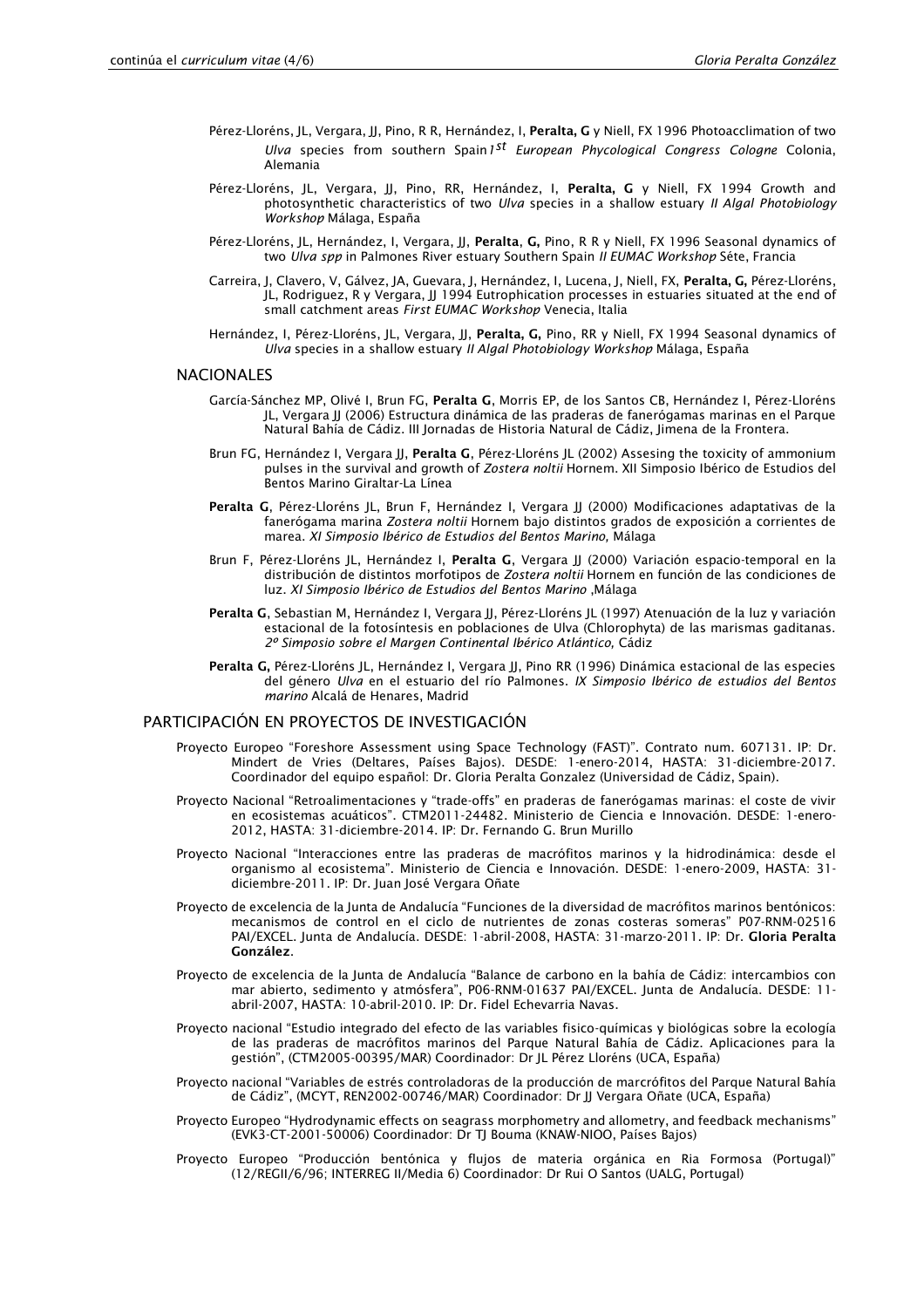Pérez-Lloréns, JL, Vergara, JJ, Pino, R R, Hernández, I, **Peralta, G** y Niell, FX 1996 Photoacclimation of two *Ulva* species from southern Spain *1st European Phycological Congress Cologne* Colonia, Alemania

Pérez-Lloréns, JL, Vergara, JJ, Pino, RR, Hernández, I, **Peralta, G** y Niell, FX 1994 Growth and photosynthetic characteristics of two *Ulva* species in a shallow estuary *II Algal Photobiology Workshop* Málaga, España

Pérez-Lloréns, JL, Hernández, I, Vergara, JJ, **Peralta**, **G,** Pino, R R y Niell, FX 1996 Seasonal dynamics of two *Ulva spp* in Palmones River estuary Southern Spain *II EUMAC Workshop* Séte, Francia

Carreira, J, Clavero, V, Gálvez, JA, Guevara, J, Hernández, I, Lucena, J, Niell, FX, **Peralta, G,** Pérez-Lloréns, JL, Rodriguez, R y Vergara, JJ 1994 Eutrophication processes in estuaries situated at the end of small catchment areas *First EUMAC Workshop* Venecia, Italia

Hernández, I, Pérez-Lloréns, JL, Vergara, JJ, **Peralta, G,** Pino, RR y Niell, FX 1994 Seasonal dynamics of *Ulva* species in a shallow estuary *II Algal Photobiology Workshop* Málaga, España

### NACIONALES

García-Sánchez MP, Olivé I, Brun FG, **Peralta G**, Morris EP, de los Santos CB, Hernández I, Pérez-Lloréns JL, Vergara JJ (2006) Estructura dinámica de las praderas de fanerógamas marinas en el Parque Natural Bahía de Cádiz. III Jornadas de Historia Natural de Cádiz, Jimena de la Frontera.

Brun FG, Hernández I, Vergara JJ, **Peralta G**, Pérez-Lloréns JL (2002) Assesing the toxicity of ammonium pulses in the survival and growth of *Zostera noltii* Hornem. XII Simposio Ibérico de Estudios del Bentos Marino Giraltar-La Línea

**Peralta G**, Pérez-Lloréns JL, Brun F, Hernández I, Vergara JJ (2000) Modificaciones adaptativas de la fanerógama marina *Zostera noltii* Hornem bajo distintos grados de exposición a corrientes de marea. *XI Simposio Ibérico de Estudios del Bentos Marino,* Málaga

Brun F, Pérez-Lloréns JL, Hernández I, **Peralta G**, Vergara JJ (2000) Variación espacio-temporal en la distribución de distintos morfotipos de *Zostera noltii* Hornem en función de las condiciones de luz. *XI Simposio Ibérico de Estudios del Bentos Marino* ,Málaga

**Peralta G**, Sebastian M, Hernández I, Vergara JJ, Pérez-Lloréns JL (1997) Atenuación de la luz y variación estacional de la fotosíntesis en poblaciones de Ulva (Chlorophyta) de las marismas gaditanas. *2º Simposio sobre el Margen Continental Ibérico Atlántico,* Cádiz

**Peralta G,** Pérez-Lloréns JL, Hernández I, Vergara JJ, Pino RR (1996) Dinámica estacional de las especies del género *Ulva* en el estuario del río Palmones. *IX Simposio Ibérico de estudios del Bentos marino* Alcalá de Henares, Madrid

## PARTICIPACIÓN EN PROYECTOS DE INVESTIGACIÓN

Proyecto Europeo "Foreshore Assessment using Space Technology (FAST)". Contrato num. 607131. IP: Dr. Mindert de Vries (Deltares, Países Bajos). DESDE: 1-enero-2014, HASTA: 31-diciembre-2017. Coordinador del equipo español: Dr. Gloria Peralta Gonzalez (Universidad de Cádiz, Spain).

Proyecto Nacional "Retroalimentaciones y "trade-offs" en praderas de fanerógamas marinas: el coste de vivir en ecosistemas acuáticos". CTM2011-24482. Ministerio de Ciencia e Innovación. DESDE: 1-enero-2012, HASTA: 31-diciembre-2014. IP: Dr. Fernando G. Brun Murillo

Proyecto Nacional "Interacciones entre las praderas de macrófitos marinos y la hidrodinámica: desde el organismo al ecosistema". Ministerio de Ciencia e Innovación. DESDE: 1-enero-2009, HASTA: 31-diciembre-2011. IP: Dr. Juan José Vergara Oñate

Proyecto de excelencia de la Junta de Andalucía "Funciones de la diversidad de macrófitos marinos bentónicos: mecanismos de control en el ciclo de nutrientes de zonas costeras someras" P07-RNM-02516 PAI/EXCEL. Junta de Andalucía. DESDE: 1-abril-2008, HASTA: 31-marzo-2011. IP: Dr. **Gloria Peralta González**.

Proyecto de excelencia de la Junta de Andalucía "Balance de carbono en la bahía de Cádiz: intercambios con mar abierto, sedimento y atmósfera", P06-RNM-01637 PAI/EXCEL. Junta de Andalucía. DESDE: 11-abril-2007, HASTA: 10-abril-2010. IP: Dr. Fidel Echevarria Navas.

Proyecto nacional "Estudio integrado del efecto de las variables fisico-químicas y biológicas sobre la ecología de las praderas de macrófitos marinos del Parque Natural Bahía de Cádiz. Aplicaciones para la gestión", (CTM2005-00395/MAR) Coordinador: Dr JL Pérez Lloréns (UCA, España)

Proyecto nacional "Variables de estrés controladoras de la producción de macrófitos del Parque Natural Bahía de Cádiz", (MCYT, REN2002-00746/MAR) Coordinador: Dr JJ Vergara Oñate (UCA, España)

Proyecto Europeo "Hydrodynamic effects on seagrass morphometry and allometry, and feedback mechanisms" (EVK3-CT-2001-50006) Coordinador: Dr TJ Bouma (KNAW-NIOO, Países Bajos)

Proyecto Europeo "Producción bentónica y flujos de materia orgánica en Ria Formosa (Portugal)" (12/REGII/6/96; INTERREG II/Media 6) Coordinador: Dr Rui O Santos (UALG, Portugal)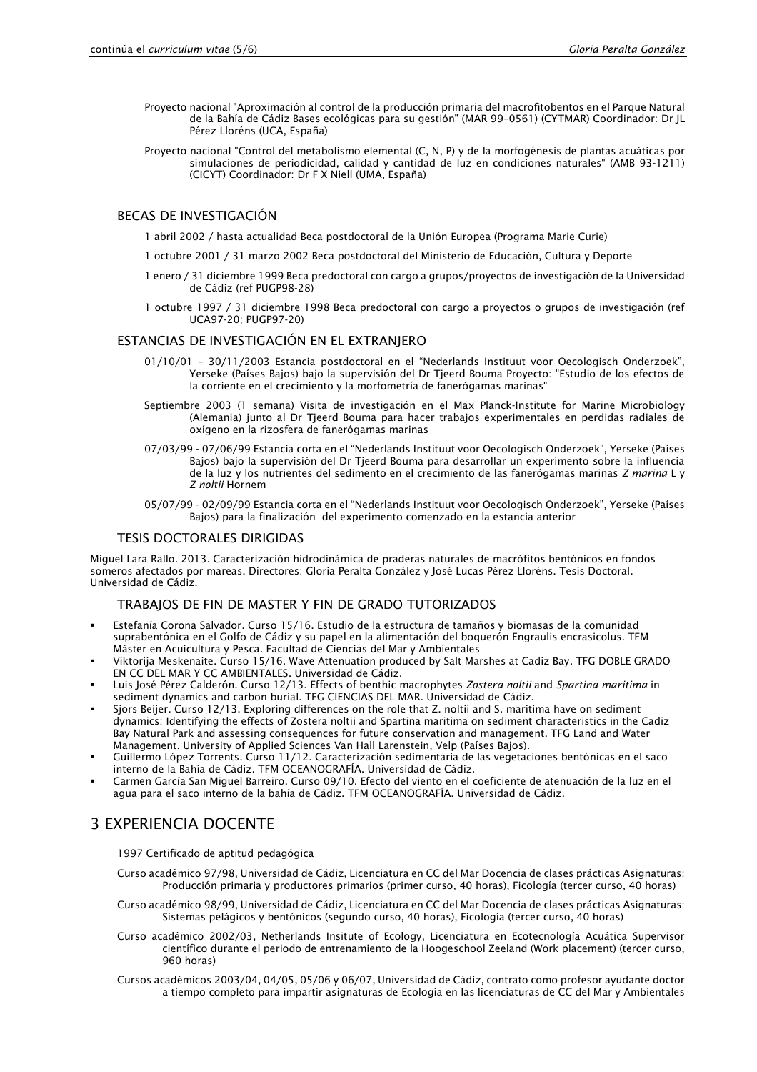Proyecto nacional "Aproximación al control de la producción primaria del macrofitobentos en el Parque Natural de la Bahía de Cádiz Bases ecológicas para su gestión" (MAR 99-0561) (CYTMAR) Coordinador: Dr JL Pérez Lloréns (UCA, España)

Proyecto nacional "Control del metabolismo elemental (C, N, P) y de la morfogénesis de plantas acuáticas por simulaciones de periodicidad, calidad y cantidad de luz en condiciones naturales" (AMB 93-1211) (CICYT) Coordinador: Dr F X Niell (UMA, España)

## BECAS DE INVESTIGACIÓN

1 abril 2002 / hasta actualidad Beca postdoctoral de la Unión Europea (Programa Marie Curie)

1 octubre 2001 / 31 marzo 2002 Beca postdoctoral del Ministerio de Educación, Cultura y Deporte

1 enero / 31 diciembre 1999 Beca predoctoral con cargo a grupos/proyectos de investigación de la Universidad de Cádiz (ref PUGP98-28)

1 octubre 1997 / 31 diciembre 1998 Beca predoctoral con cargo a proyectos o grupos de investigación (ref UCA97-20; PUGP97-20)

## ESTANCIAS DE INVESTIGACIÓN EN EL EXTRANJERO

01/10/01 - 30/11/2003 Estancia postdoctoral en el "Nederlands Instituut voor Oecologisch Onderzoek", Yerseke (Países Bajos) bajo la supervisión del Dr Tjeerd Bouma Proyecto: "Estudio de los efectos de la corriente en el crecimiento y la morfometría de fanerógamas marinas"

Septiembre 2003 (1 semana) Visita de investigación en el Max Planck-Institute for Marine Microbiology (Alemania) junto al Dr Tjeerd Bouma para hacer trabajos experimentales en perdidas radiales de oxígeno en la rizosfera de fanerógamas marinas

07/03/99 - 07/06/99 Estancia corta en el "Nederlands Instituut voor Oecologisch Onderzoek", Yerseke (Países Bajos) bajo la supervisión del Dr Tjeerd Bouma para desarrollar un experimento sobre la influencia de la luz y los nutrientes del sedimento en el crecimiento de las fanerógamas marinas *Z marina* L y *Z noltii* Hornem

05/07/99 - 02/09/99 Estancia corta en el "Nederlands Instituut voor Oecologisch Onderzoek", Yerseke (Países Bajos) para la finalización del experimento comenzado en la estancia anterior

## TESIS DOCTORALES DIRIGIDAS

Miguel Lara Rallo. 2013. Caracterización hidrodinámica de praderas naturales de macrófitos bentónicos en fondos someros afectados por mareas. Directores: Gloria Peralta González y José Lucas Pérez Lloréns. Tesis Doctoral. Universidad de Cádiz.

## TRABAJOS DE FIN DE MASTER Y FIN DE GRADO TUTORIZADOS

- Estefanía Corona Salvador. Curso 15/16. Estudio de la estructura de tamaños y biomasas de la comunidad suprabentónica en el Golfo de Cádiz y su papel en la alimentación del boquerón Engraulis encrasicolus. TFM Máster en Acuicultura y Pesca. Facultad de Ciencias del Mar y Ambientales
- Viktorija Meskenaite. Curso 15/16. Wave Attenuation produced by Salt Marshes at Cadiz Bay. TFG DOBLE GRADO EN CC DEL MAR Y CC AMBIENTALES. Universidad de Cádiz.
- Luis José Pérez Calderón. Curso 12/13. Effects of benthic macrophytes *Zostera noltii* and *Spartina maritima* in sediment dynamics and carbon burial. TFG CIENCIAS DEL MAR. Universidad de Cádiz.
- Sjors Beijer. Curso 12/13. Exploring differences on the role that Z. noltii and S. maritima have on sediment dynamics: Identifying the effects of Zostera noltii and Spartina maritima on sediment characteristics in the Cadiz Bay Natural Park and assessing consequences for future conservation and management. TFG Land and Water Management. University of Applied Sciences Van Hall Larenstein, Velp (Países Bajos).
- Guillermo López Torrents. Curso 11/12. Caracterización sedimentaria de las vegetaciones bentónicas en el saco interno de la Bahía de Cádiz. TFM OCEANOGRAFÍA. Universidad de Cádiz.
- Carmen García San Miguel Barreiro. Curso 09/10. Efecto del viento en el coeficiente de atenuación de la luz en el agua para el saco interno de la bahía de Cádiz. TFM OCEANOGRAFÍA. Universidad de Cádiz.

# 3 EXPERIENCIA DOCENTE

1997 Certificado de aptitud pedagógica

Curso académico 97/98, Universidad de Cádiz, Licenciatura en CC del Mar Docencia de clases prácticas Asignaturas: Producción primaria y productores primarios (primer curso, 40 horas), Ficología (tercer curso, 40 horas)

Curso académico 98/99, Universidad de Cádiz, Licenciatura en CC del Mar Docencia de clases prácticas Asignaturas: Sistemas pelágicos y bentónicos (segundo curso, 40 horas), Ficología (tercer curso, 40 horas)

Curso académico 2002/03, Netherlands Insitute of Ecology, Licenciatura en Ecotecnología Acuática Supervisor científico durante el periodo de entrenamiento de la Hoogeschool Zeeland (Work placement) (tercer curso, 960 horas)

Cursos académicos 2003/04, 04/05, 05/06 y 06/07, Universidad de Cádiz, contrato como profesor ayudante doctor a tiempo completo para impartir asignaturas de Ecología en las licenciaturas de CC del Mar y Ambientales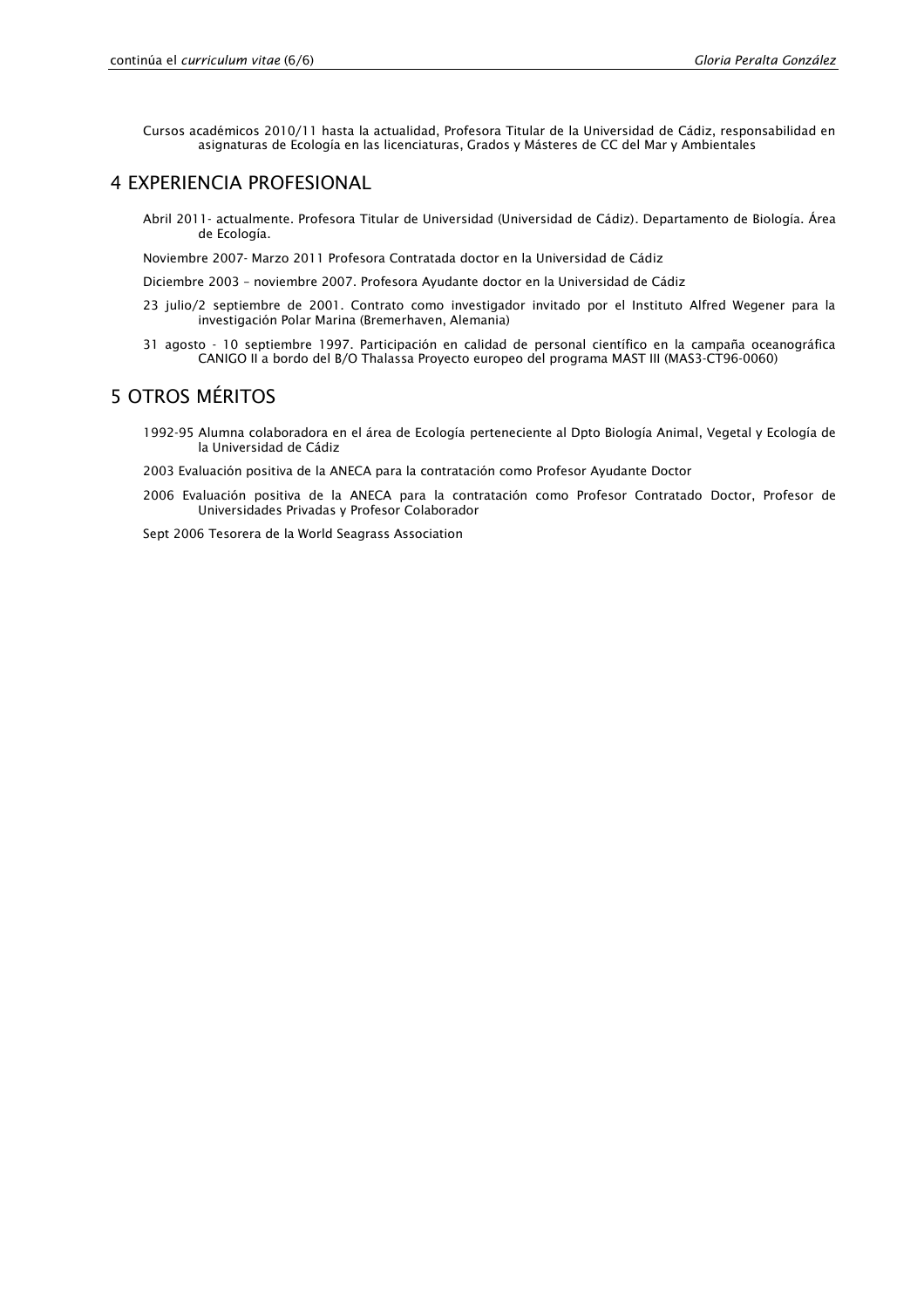Cursos académicos 2010/11 hasta la actualidad, Profesora Titular de la Universidad de Cádiz, responsabilidad en asignaturas de Ecología en las licenciaturas, Grados y Másteres de CC del Mar y Ambientales

## 4 EXPERIENCIA PROFESIONAL

Abril 2011- actualmente. Profesora Titular de Universidad (Universidad de Cádiz). Departamento de Biología. Área de Ecología.

Noviembre 2007- Marzo 2011 Profesora Contratada doctor en la Universidad de Cádiz

Diciembre 2003 – noviembre 2007. Profesora Ayudante doctor en la Universidad de Cádiz

23 julio/2 septiembre de 2001. Contrato como investigador invitado por el Instituto Alfred Wegener para la investigación Polar Marina (Bremerhaven, Alemania)

31 agosto - 10 septiembre 1997. Participación en calidad de personal científico en la campaña oceanográfica CANIGO II a bordo del B/O Thalassa Proyecto europeo del programa MAST III (MAS3-CT96-0060)

## 5 OTROS MÉRITOS

1992-95 Alumna colaboradora en el área de Ecología perteneciente al Dpto Biología Animal, Vegetal y Ecología de la Universidad de Cádiz

2003 Evaluación positiva de la ANECA para la contratación como Profesor Ayudante Doctor

2006 Evaluación positiva de la ANECA para la contratación como Profesor Contratado Doctor, Profesor de Universidades Privadas y Profesor Colaborador

Sept 2006 Tesorera de la World Seagrass Association